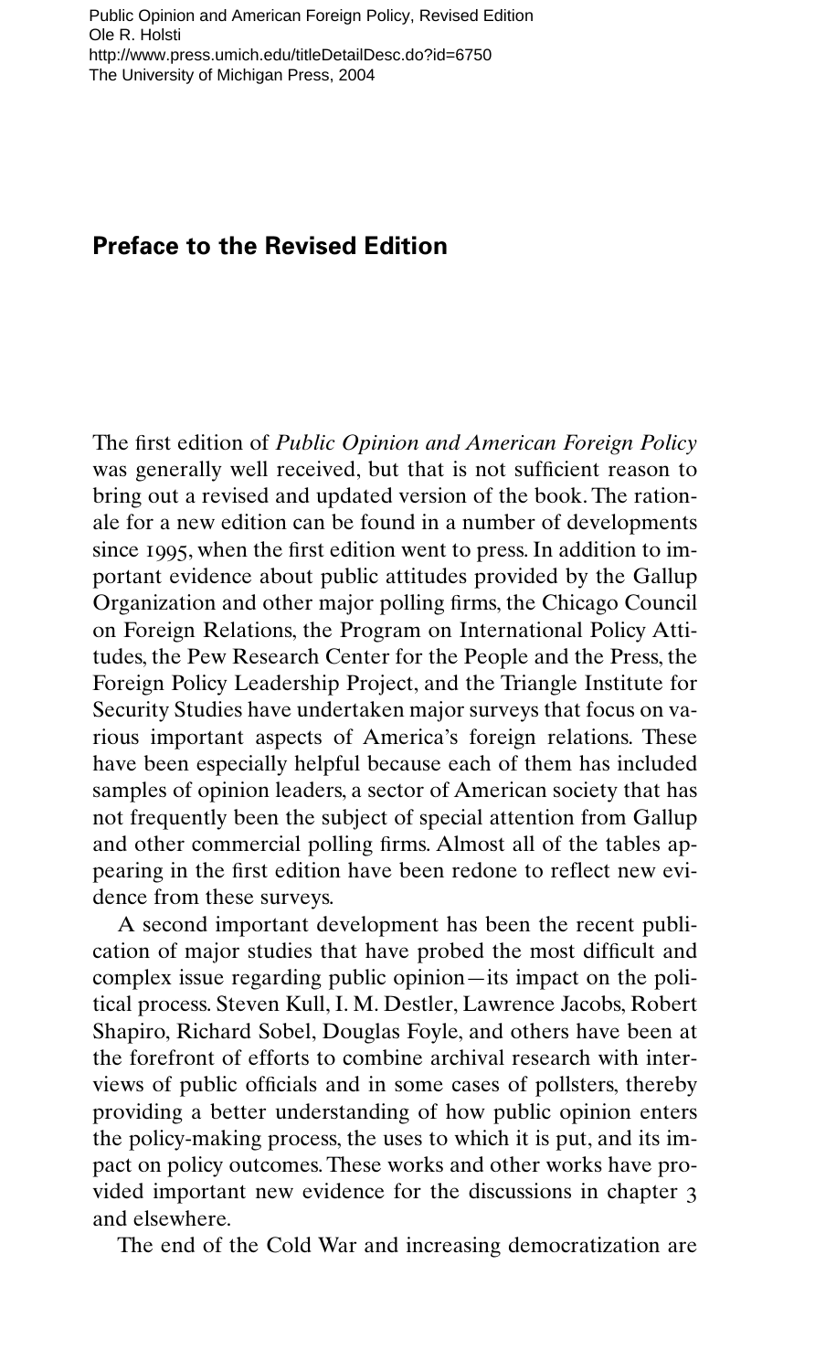## Preface to the Revised Edition

The first edition of *Public Opinion and American Foreign Policy* was generally well received, but that is not sufficient reason to bring out a revised and updated version of the book. The rationale for a new edition can be found in a number of developments since 1995, when the first edition went to press. In addition to important evidence about public attitudes provided by the Gallup Organization and other major polling firms, the Chicago Council on Foreign Relations, the Program on International Policy Attitudes, the Pew Research Center for the People and the Press, the Foreign Policy Leadership Project, and the Triangle Institute for Security Studies have undertaken major surveys that focus on various important aspects of America's foreign relations. These have been especially helpful because each of them has included samples of opinion leaders, a sector of American society that has not frequently been the subject of special attention from Gallup and other commercial polling firms. Almost all of the tables appearing in the first edition have been redone to reflect new evidence from these surveys.

A second important development has been the recent publication of major studies that have probed the most difficult and complex issue regarding public opinion—its impact on the political process. Steven Kull, I. M. Destler, Lawrence Jacobs, Robert Shapiro, Richard Sobel, Douglas Foyle, and others have been at the forefront of efforts to combine archival research with interviews of public officials and in some cases of pollsters, thereby providing a better understanding of how public opinion enters the policy-making process, the uses to which it is put, and its impact on policy outcomes. These works and other works have provided important new evidence for the discussions in chapter 3 and elsewhere.

The end of the Cold War and increasing democratization are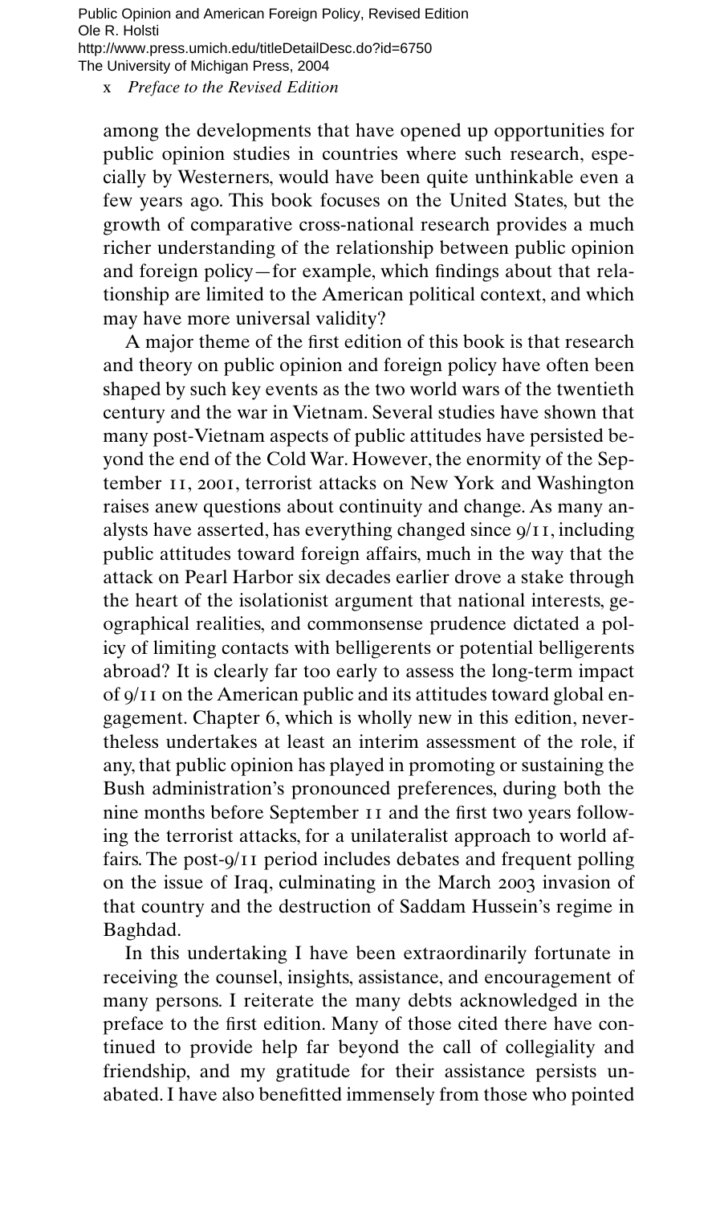among the developments that have opened up opportunities for public opinion studies in countries where such research, especially by Westerners, would have been quite unthinkable even a few years ago. This book focuses on the United States, but the growth of comparative cross-national research provides a much richer understanding of the relationship between public opinion and foreign policy—for example, which findings about that relationship are limited to the American political context, and which may have more universal validity?

A major theme of the first edition of this book is that research and theory on public opinion and foreign policy have often been shaped by such key events as the two world wars of the twentieth century and the war in Vietnam. Several studies have shown that many post-Vietnam aspects of public attitudes have persisted beyond the end of the Cold War. However, the enormity of the September 11, 2001, terrorist attacks on New York and Washington raises anew questions about continuity and change. As many analysts have asserted, has everything changed since 9/11, including public attitudes toward foreign affairs, much in the way that the attack on Pearl Harbor six decades earlier drove a stake through the heart of the isolationist argument that national interests, geographical realities, and commonsense prudence dictated a policy of limiting contacts with belligerents or potential belligerents abroad? It is clearly far too early to assess the long-term impact of 9/11 on the American public and its attitudes toward global engagement. Chapter 6, which is wholly new in this edition, nevertheless undertakes at least an interim assessment of the role, if any, that public opinion has played in promoting or sustaining the Bush administration's pronounced preferences, during both the nine months before September 11 and the first two years following the terrorist attacks, for a unilateralist approach to world affairs. The post-9/11 period includes debates and frequent polling on the issue of Iraq, culminating in the March 2003 invasion of that country and the destruction of Saddam Hussein's regime in Baghdad.

In this undertaking I have been extraordinarily fortunate in receiving the counsel, insights, assistance, and encouragement of many persons. I reiterate the many debts acknowledged in the preface to the first edition. Many of those cited there have continued to provide help far beyond the call of collegiality and friendship, and my gratitude for their assistance persists unabated. I have also benefitted immensely from those who pointed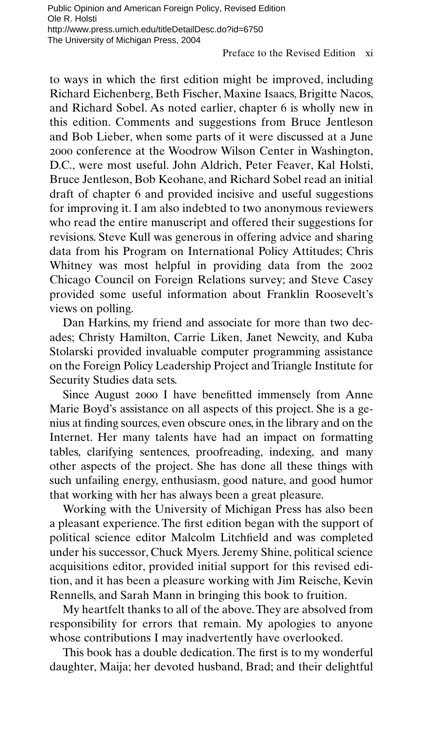to ways in which the first edition might be improved, including Richard Eichenberg, Beth Fischer, Maxine Isaacs, Brigitte Nacos, and Richard Sobel. As noted earlier, chapter 6 is wholly new in this edition. Comments and suggestions from Bruce Jentleson and Bob Lieber, when some parts of it were discussed at a June 2000 conference at the Woodrow Wilson Center in Washington, D.C., were most useful. John Aldrich, Peter Feaver, Kal Holsti, Bruce Jentleson, Bob Keohane, and Richard Sobel read an initial draft of chapter 6 and provided incisive and useful suggestions for improving it. I am also indebted to two anonymous reviewers who read the entire manuscript and offered their suggestions for revisions. Steve Kull was generous in offering advice and sharing data from his Program on International Policy Attitudes; Chris Whitney was most helpful in providing data from the 2002 Chicago Council on Foreign Relations survey; and Steve Casey provided some useful information about Franklin Roosevelt's views on polling.

Dan Harkins, my friend and associate for more than two decades; Christy Hamilton, Carrie Liken, Janet Newcity, and Kuba Stolarski provided invaluable computer programming assistance on the Foreign Policy Leadership Project and Triangle Institute for Security Studies data sets.

Since August 2000 I have benefitted immensely from Anne Marie Boyd's assistance on all aspects of this project. She is a genius at finding sources, even obscure ones, in the library and on the Internet. Her many talents have had an impact on formatting tables, clarifying sentences, proofreading, indexing, and many other aspects of the project. She has done all these things with such unfailing energy, enthusiasm, good nature, and good humor that working with her has always been a great pleasure.

Working with the University of Michigan Press has also been a pleasant experience. The first edition began with the support of political science editor Malcolm Litchfield and was completed under his successor, Chuck Myers. Jeremy Shine, political science acquisitions editor, provided initial support for this revised edition, and it has been a pleasure working with Jim Reische, Kevin Rennells, and Sarah Mann in bringing this book to fruition.

My heartfelt thanks to all of the above. They are absolved from responsibility for errors that remain. My apologies to anyone whose contributions I may inadvertently have overlooked.

This book has a double dedication. The first is to my wonderful daughter, Maija; her devoted husband, Brad; and their delightful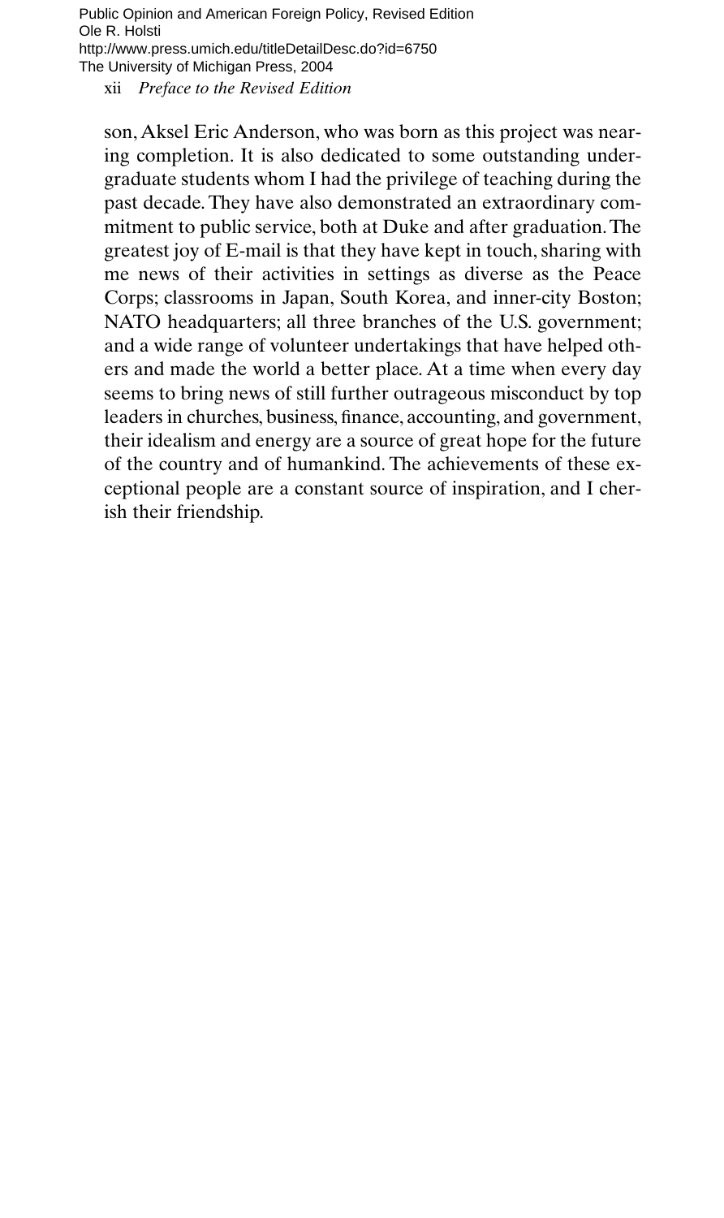son, Aksel Eric Anderson, who was born as this project was nearing completion. It is also dedicated to some outstanding undergraduate students whom I had the privilege of teaching during the past decade. They have also demonstrated an extraordinary commitment to public service, both at Duke and after graduation. The greatest joy of E-mail is that they have kept in touch, sharing with me news of their activities in settings as diverse as the Peace Corps; classrooms in Japan, South Korea, and inner-city Boston; NATO headquarters; all three branches of the U.S. government; and a wide range of volunteer undertakings that have helped others and made the world a better place. At a time when every day seems to bring news of still further outrageous misconduct by top leaders in churches, business, finance, accounting, and government, their idealism and energy are a source of great hope for the future of the country and of humankind. The achievements of these exceptional people are a constant source of inspiration, and I cherish their friendship.